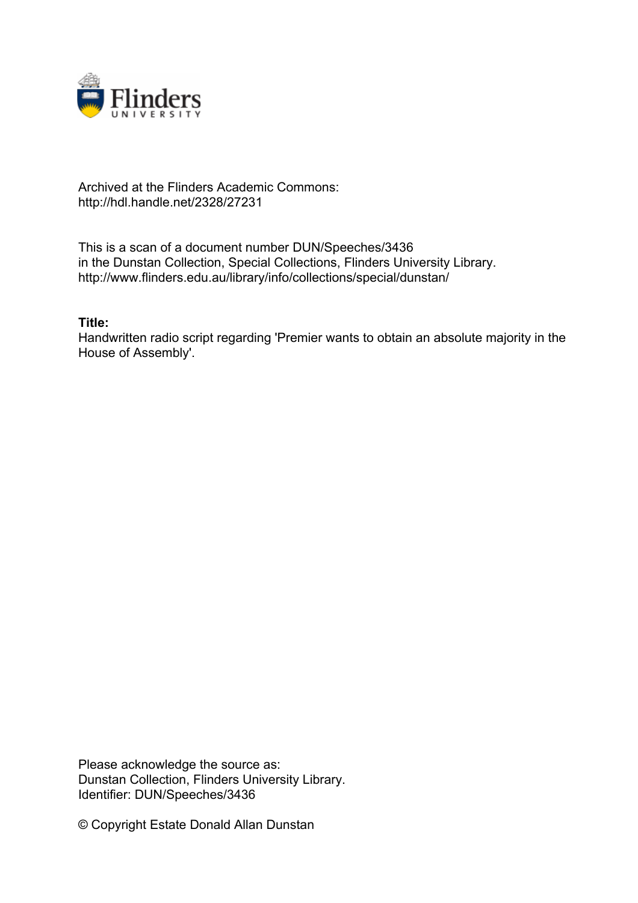Archived at the Flinders Academic Commons:
http://hdl.handle.net/2328/27231

This is a scan of a document number DUN/Speeches/3436
in the Dunstan Collection, Special Collections, Flinders University Library.
http://www.flinders.edu.au/library/info/collections/special/dunstan/

**Title:**
Handwritten radio script regarding 'Premier wants to obtain an absolute majority in the House of Assembly'.

Please acknowledge the source as:
Dunstan Collection, Flinders University Library.
Identifier: DUN/Speeches/3436

© Copyright Estate Donald Allan Dunstan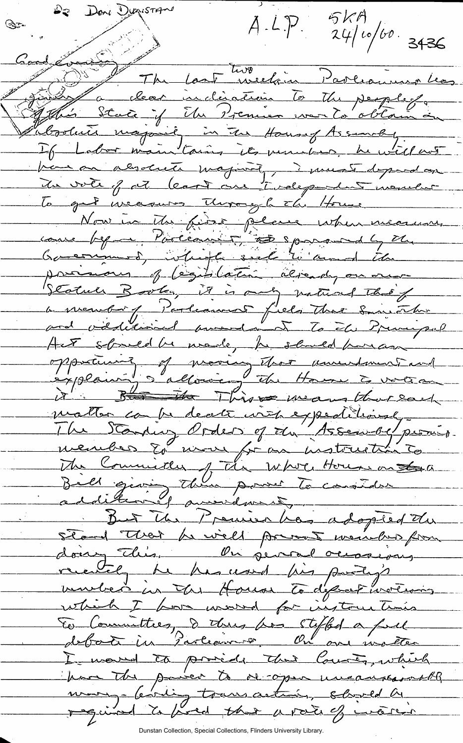Dr Don Dunstan

A.L.P. 5KA 24/10/60. 3436

Good evening

The last two weeks in Parliament has given a clear indication to the people of this State of the Premier's move to obtain an absolute majority in the House of Assembly. If Labor maintains its numbers, he will not have an absolute majority, & must depend on the vote of at least one Independent member to get measures through the House.

Now in the first place when measures come before Parliament, sponsored by the Government, which seek to amend the provisions of legislation already on our Statute Books, it is only natural that if a member of Parliament feels that some other and additional amendment to the Principal Act should be made, he should have an opportunity of moving that amendment and explaining & allowing the House to vote on it. This means that each matter can be dealt with expeditiously. The Standing Orders of the Assembly permit members to move for an instruction to the Committee of the Whole House on a Bill giving them power to consider additional amendments.

But the Premier has adopted the stand that he will prevent members from doing this. On several occasions recently he has used his party's numbers in the House to defeat motions which I have moved for instructions to Committees, & thus has stifled a full debate in Parliament. On one matter I moved to provide that Courts, which have the power to re-open unconscionable money-lending transactions, should be required to hold that a rate of interest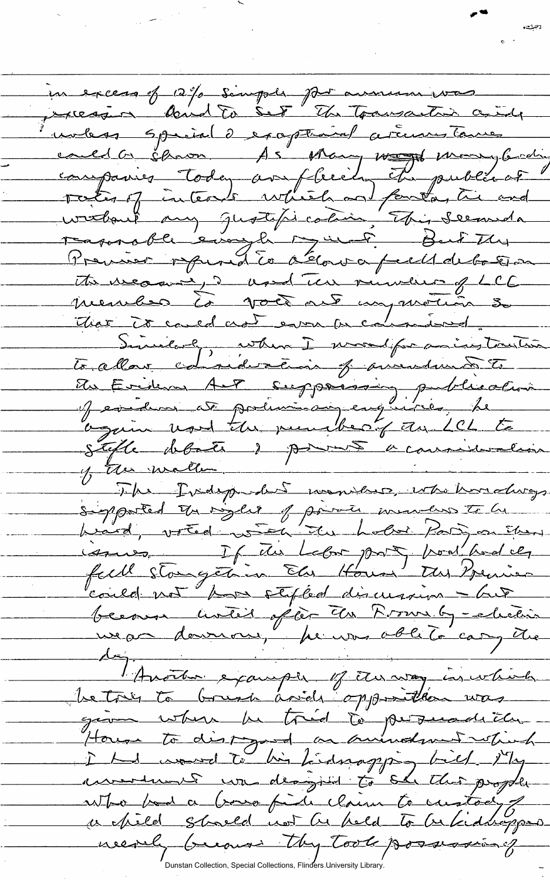in excess of 12% simple per annum was excessive and to set the transaction aside unless special & exceptional circumstances could be shown. As many money-lending companies today are fleecing the public at rates of interest which are fantastic and without any justification, this seemed a reasonable enough request. But the Premier refused to allow a full debate on the measure, & used the numbers of LCL members to vote out my motion so that it could not even be considered.

Similarly, when I moved for an instruction to allow consideration of amendments to the Evidence Act suppressing publication of evidence at preliminary enquiries, he again used the numbers of the LCL to stifle debate & prevent a consideration of the matter.

The Independent members, who have always supported the right of private members to be heard, voted with the Labor Party on these issues. If the Labor party had had its full strength in the House the Premier could not have stifled discussion – but because until after the Frome by-election we are down one, he was able to carry the day.

Another example of the way in which he tries to brush aside opposition was given when he tried to persuade the House to disregard an amendment which I had moved to his kidnapping bill. My amendment was designed to see that people who had a bona fide claim to custody of a child should not be held to be kidnappers merely because they took possession of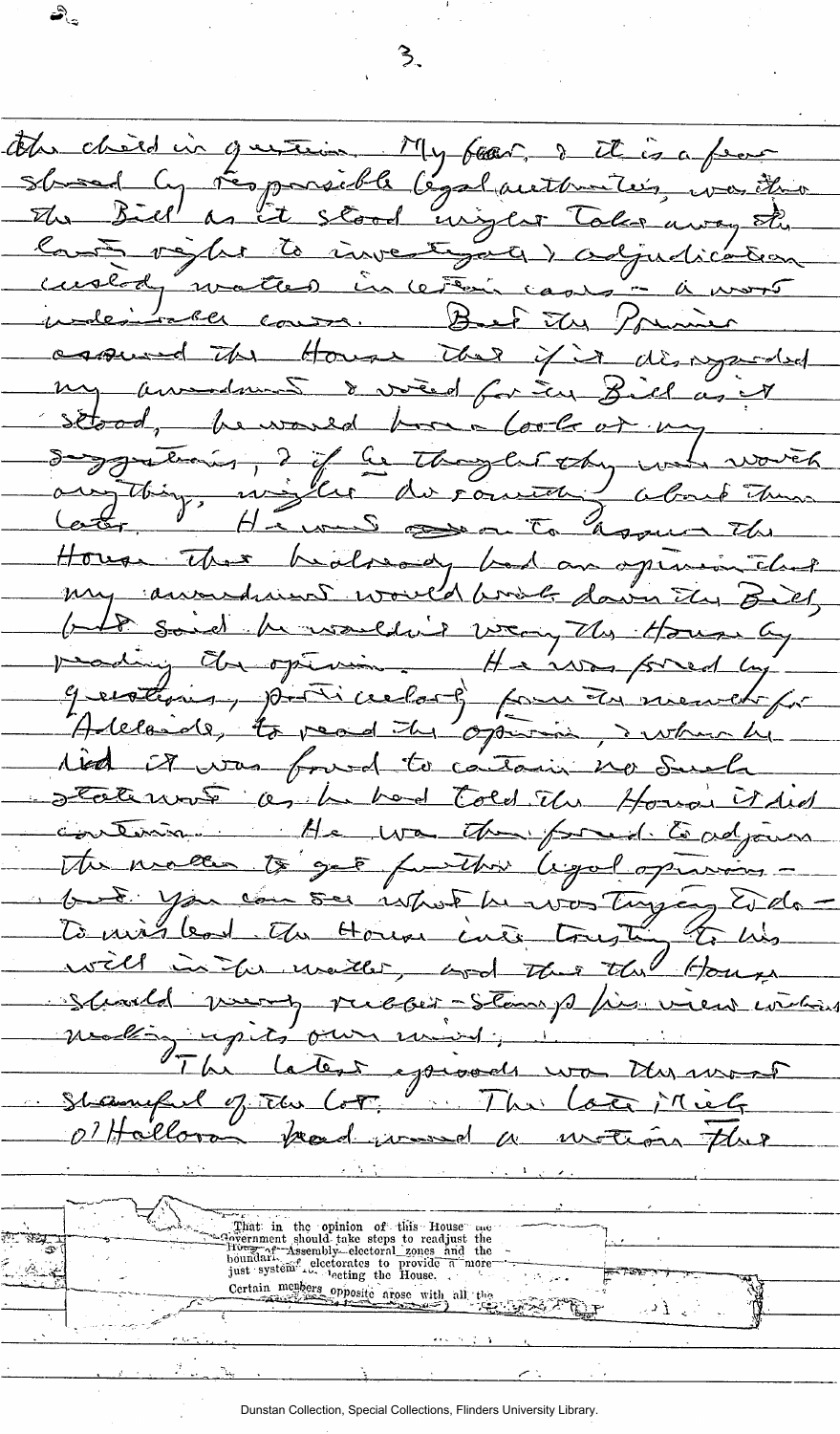the child in question. My fear, & it is a fear shared by responsible legal authorities, was that the Bill as it stood might take away the Court's right to investigate & adjudicate custody matters in certain cases – a most undesirable course. But the Premier assured the House that if it disregarded my amendment & voted for the Bill as it stood, he would have a look at my suggestions, & if he thought they were worth anything, might do something about them later. He went on to assure the House that he already had an opinion that my amendment would break down the Bill, but said he wouldn't weary the House by reading the opinion. He was forced by questions, particularly from the member for Adelaide, to read the opinion, & when he did it was found to contain no such statement as he had told the House it did contain. He was then forced to adjourn the matter to get further legal opinion – but you can see what he was trying to do – to mislead the House into trusting to his will in the matter, and that the House should merely rubber-stamp his views without making up its own mind.

The latest episode was the most shameful of the lot. The late Mick O'Halloran had moved a motion that

That in the opinion of this House the Government should take steps to readjust the House of Assembly electoral zones and the boundaries of electorates to provide a more just system of electing the House.

Certain members opposite arose with all the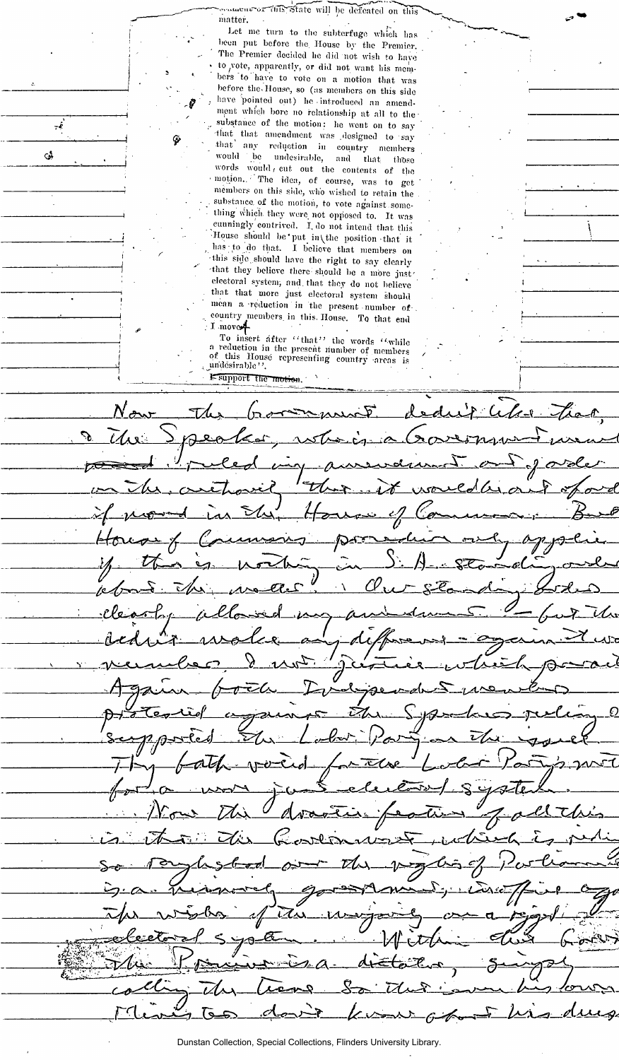...ment of this State will be defeated on this matter.

Let me turn to the subterfuge which has been put before the House by the Premier. The Premier decided he did not wish to have to vote, apparently, or did not want his members to have to vote on a motion that was before the House, so (as members on this side have pointed out) he introduced an amendment which bore no relationship at all to the substance of the motion; he went on to say that that amendment was designed to say that any reduction in country members would be undesirable, and that those words would cut out the contents of the motion. The idea, of course, was to get members on this side, who wished to retain the substance of the motion, to vote against something which they were not opposed to. It was cunningly contrived. I do not intend that this House should be put in the position that it has to do that. I believe that members on this side should have the right to say clearly that they believe there should be a more just electoral system, and that they do not believe that that more just electoral system should mean a reduction in the present number of country members in this House. To that end I move—

To insert after "that" the words "while a reduction in the present number of members of this House representing country areas is undesirable".

~~I support the motion.~~

Now the Government didn't like that, & the Speaker, who is a Government member ~~voted~~ ruled my amendment out of order on the authority that it would be out of order if moved in the House of Commons. But House of Commons procedure only applies if there is nothing in S.A. standing orders about the matter. Our standing orders clearly allowed my amendment — but that didn't make any difference — again the numbers & not justice which prevail. Again both Independent members protested against the Speaker's ruling & supported the Labor Party on the issue. They both voted for the Labor Party's motion for a more just electoral system.

Now the dramatic feature of all this is that the Government, which is riding so roughshod over the rights of Parliament is a minority government, in office against the wishes of the majority on a rigged electoral system. Within this Govt. the Premier is a dictator, singly calling the tune. So that even his own Ministers don't know about his decis...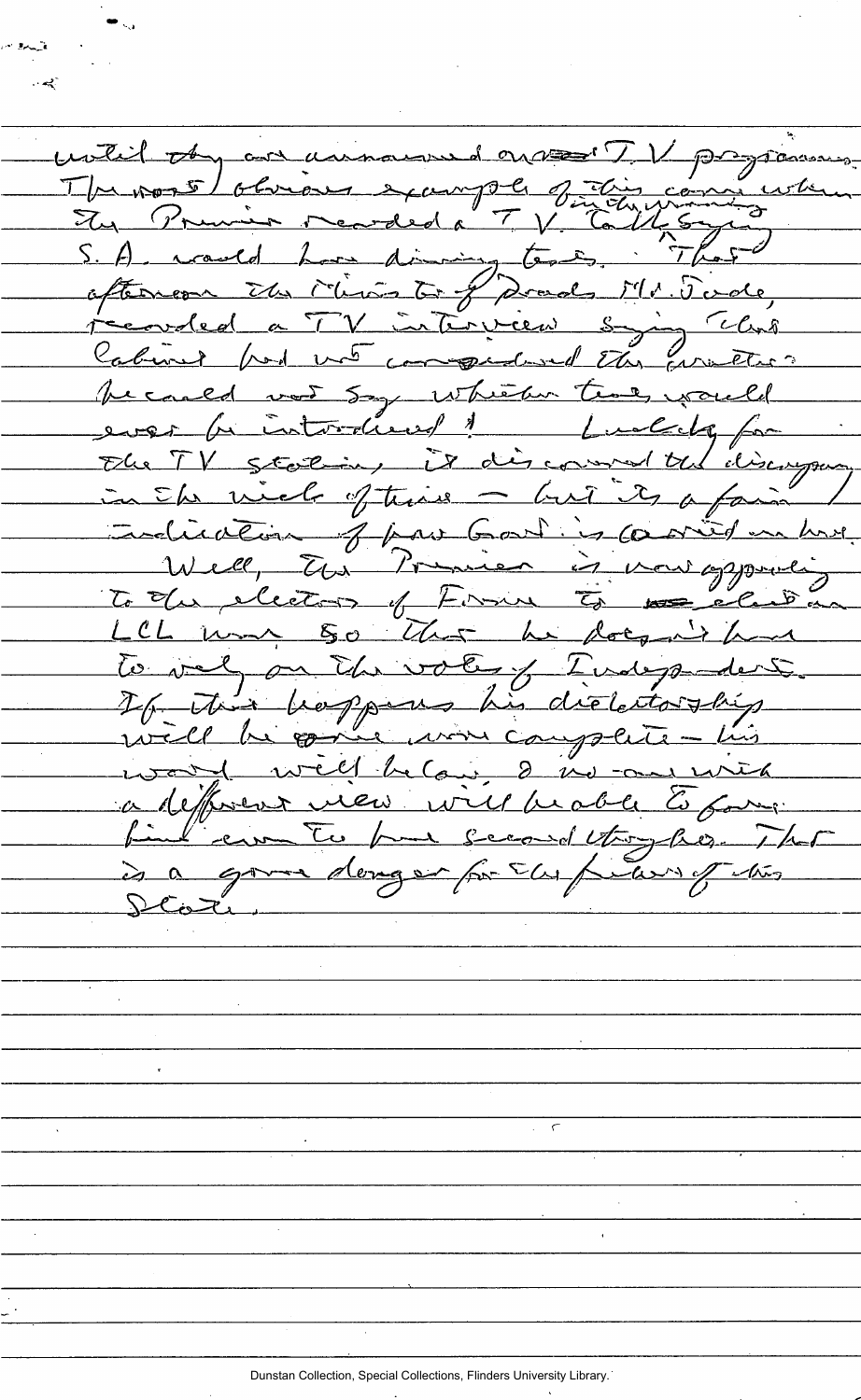until they are announced over T.V. programmes. The most obvious example of this came when the Premier recorded a T.V. talk saying ^in the morning S.A. would have driving tests. That afternoon the Minister of Roads Mr. Virgo, recorded a TV interview saying that Cabinet had not considered the matter & he could not say whether tests would ever be introduced! Luckily for the TV station, it discovered the discrepancy in the nick of time – but it's a fair indication of how Govt is carried on here.

Well, the Premier is now appealing to the electors of Frome to elect an LCL man so that he doesn't have to rely on the votes of Independents. If this happens his dictatorship will be more complete – his word will be law, & no-one with a different view will be able to confine him even to a second thought. That is a grave danger for the future of this State.